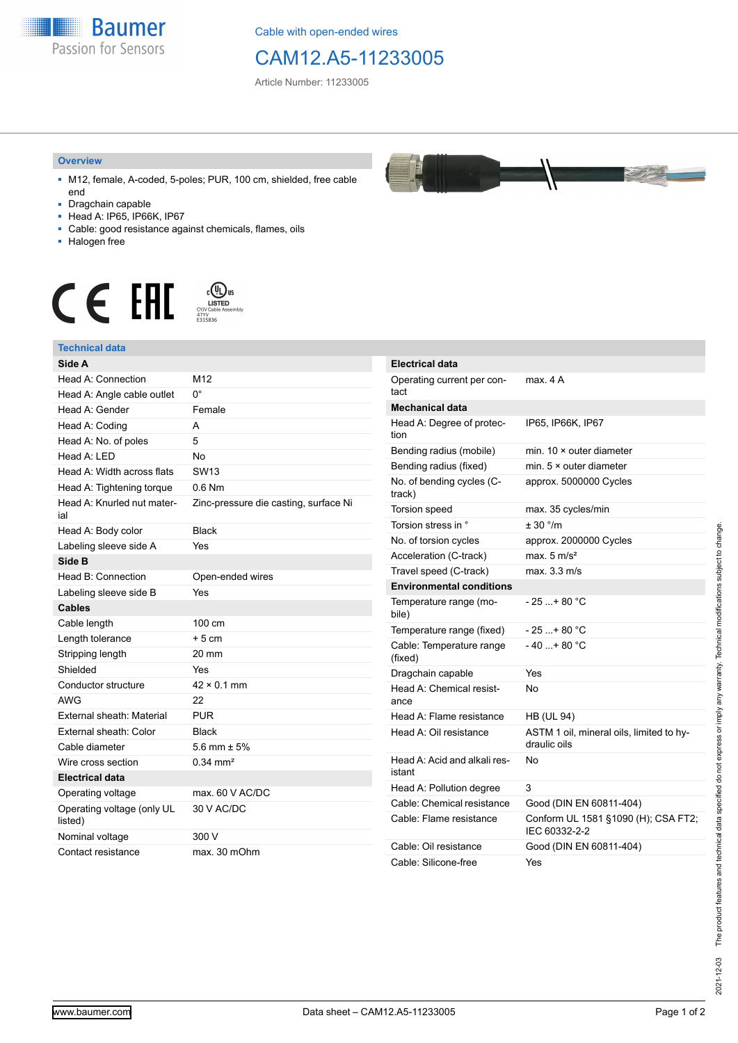Baumer
Passion for Sensors

Cable with open-ended wires

# CAM12.A5-11233005

Article Number: 11233005

## Overview

- M12, female, A-coded, 5-poles; PUR, 100 cm, shielded, free cable end
- Dragchain capable
- Head A: IP65, IP66K, IP67
- Cable: good resistance against chemicals, flames, oils
- Halogen free

c UL us LISTED CYJV Cable Assembly 47YY E315836

## Technical data

| **Side A** | |
|---|---|
| Head A: Connection | M12 |
| Head A: Angle cable outlet | 0° |
| Head A: Gender | Female |
| Head A: Coding | A |
| Head A: No. of poles | 5 |
| Head A: LED | No |
| Head A: Width across flats | SW13 |
| Head A: Tightening torque | 0.6 Nm |
| Head A: Knurled nut material | Zinc-pressure die casting, surface Ni |
| Head A: Body color | Black |
| Labeling sleeve side A | Yes |
| **Side B** | |
| Head B: Connection | Open-ended wires |
| Labeling sleeve side B | Yes |
| **Cables** | |
| Cable length | 100 cm |
| Length tolerance | + 5 cm |
| Stripping length | 20 mm |
| Shielded | Yes |
| Conductor structure | 42 × 0.1 mm |
| AWG | 22 |
| External sheath: Material | PUR |
| External sheath: Color | Black |
| Cable diameter | 5.6 mm ± 5% |
| Wire cross section | 0.34 mm² |
| **Electrical data** | |
| Operating voltage | max. 60 V AC/DC |
| Operating voltage (only UL listed) | 30 V AC/DC |
| Nominal voltage | 300 V |
| Contact resistance | max. 30 mOhm |

| **Electrical data** | |
|---|---|
| Operating current per contact | max. 4 A |
| **Mechanical data** | |
| Head A: Degree of protection | IP65, IP66K, IP67 |
| Bending radius (mobile) | min. 10 × outer diameter |
| Bending radius (fixed) | min. 5 × outer diameter |
| No. of bending cycles (C-track) | approx. 5000000 Cycles |
| Torsion speed | max. 35 cycles/min |
| Torsion stress in ° | ± 30 °/m |
| No. of torsion cycles | approx. 2000000 Cycles |
| Acceleration (C-track) | max. 5 m/s² |
| Travel speed (C-track) | max. 3.3 m/s |
| **Environmental conditions** | |
| Temperature range (mobile) | - 25 ...+ 80 °C |
| Temperature range (fixed) | - 25 ...+ 80 °C |
| Cable: Temperature range (fixed) | - 40 ...+ 80 °C |
| Dragchain capable | Yes |
| Head A: Chemical resistance | No |
| Head A: Flame resistance | HB (UL 94) |
| Head A: Oil resistance | ASTM 1 oil, mineral oils, limited to hydraulic oils |
| Head A: Acid and alkali resistant | No |
| Head A: Pollution degree | 3 |
| Cable: Chemical resistance | Good (DIN EN 60811-404) |
| Cable: Flame resistance | Conform UL 1581 §1090 (H); CSA FT2; IEC 60332-2-2 |
| Cable: Oil resistance | Good (DIN EN 60811-404) |
| Cable: Silicone-free | Yes |

2021-12-03 The product features and technical data specified do not express or imply any warranty. Technical modifications subject to change.

www.baumer.com Data sheet – CAM12.A5-11233005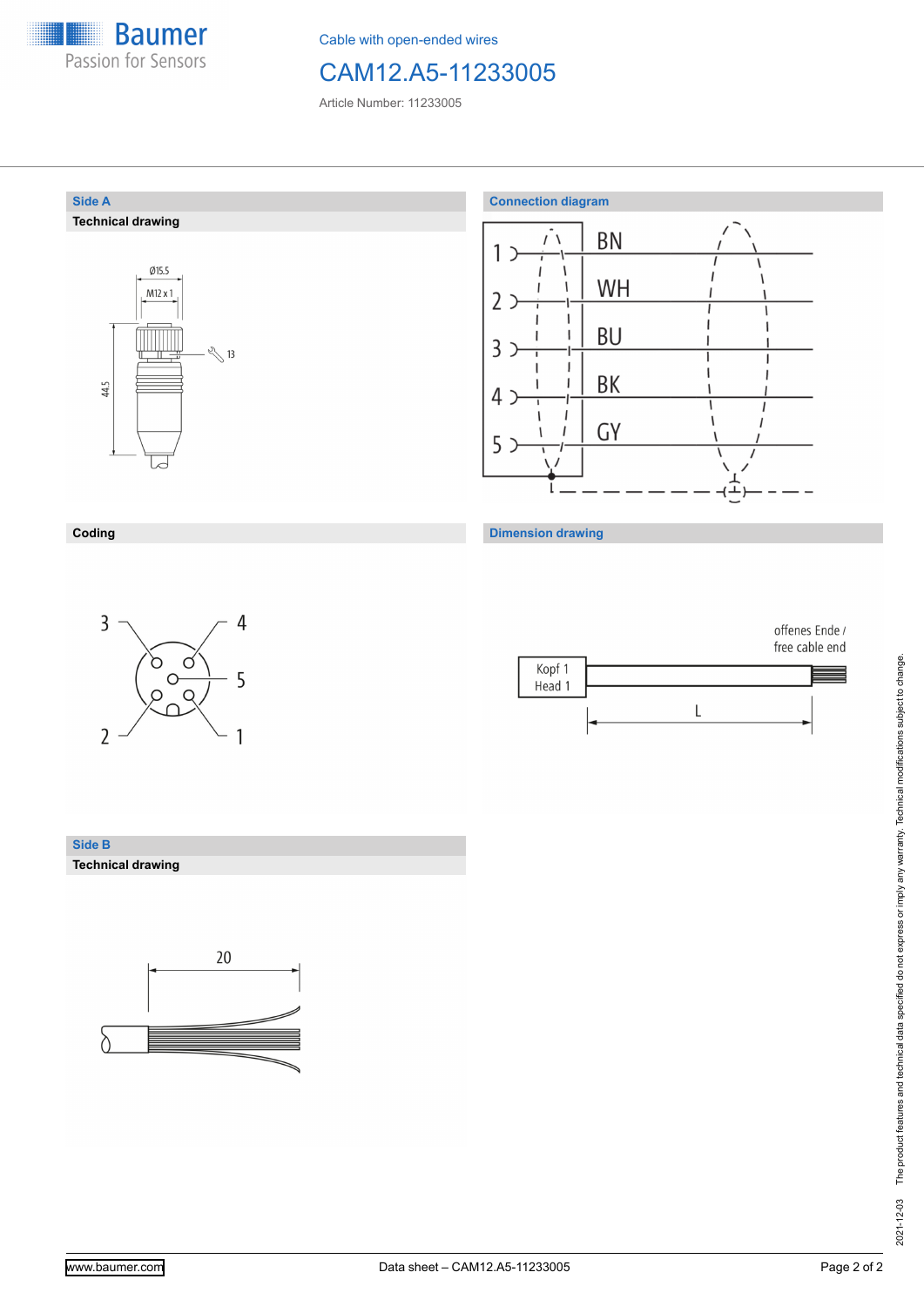Cable with open-ended wires

# CAM12.A5-11233005

Article Number: 11233005

## Side A

### Technical drawing

Ø15.5

M12 x 1

13

44.5

## Connection diagram

1 BN

2 WH

3 BU

4 BK

5 GY

### Coding

3 4

5

2 1

## Dimension drawing

Kopf 1
Head 1

offenes Ende /
free cable end

L

## Side B

### Technical drawing

20

The product features and technical data specified do not express or imply any warranty. Technical modifications subject to change.

2021-12-03

www.baumer.com

Data sheet – CAM12.A5-11233005